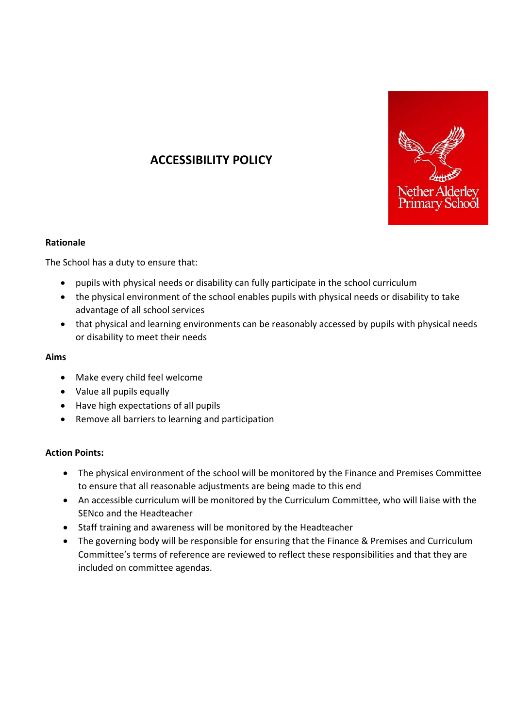# ACCESSIBILITY POLICY

**Rationale**

The School has a duty to ensure that:

- pupils with physical needs or disability can fully participate in the school curriculum
- the physical environment of the school enables pupils with physical needs or disability to take advantage of all school services
- that physical and learning environments can be reasonably accessed by pupils with physical needs or disability to meet their needs

**Aims**

- Make every child feel welcome
- Value all pupils equally
- Have high expectations of all pupils
- Remove all barriers to learning and participation

**Action Points:**

- The physical environment of the school will be monitored by the Finance and Premises Committee to ensure that all reasonable adjustments are being made to this end
- An accessible curriculum will be monitored by the Curriculum Committee, who will liaise with the SENco and the Headteacher
- Staff training and awareness will be monitored by the Headteacher
- The governing body will be responsible for ensuring that the Finance & Premises and Curriculum Committee's terms of reference are reviewed to reflect these responsibilities and that they are included on committee agendas.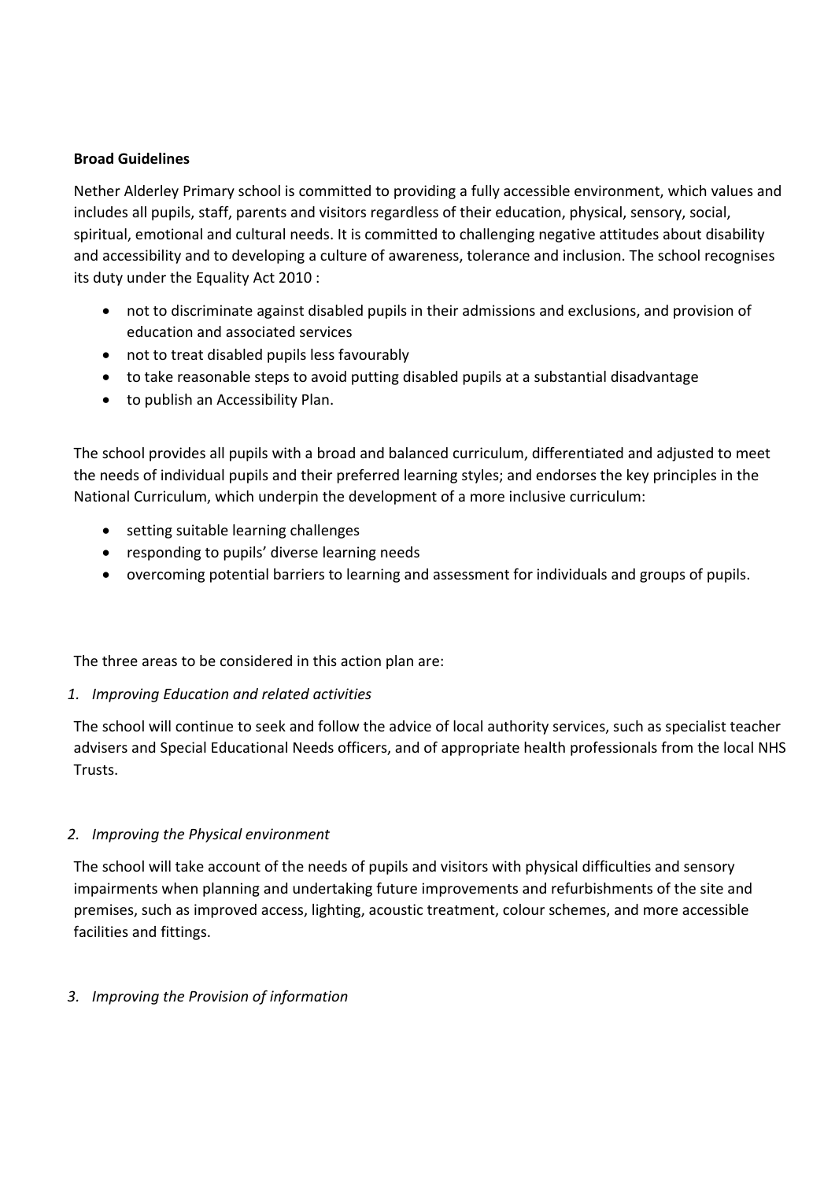**Broad Guidelines**

Nether Alderley Primary school is committed to providing a fully accessible environment, which values and includes all pupils, staff, parents and visitors regardless of their education, physical, sensory, social, spiritual, emotional and cultural needs. It is committed to challenging negative attitudes about disability and accessibility and to developing a culture of awareness, tolerance and inclusion. The school recognises its duty under the Equality Act 2010 :

- not to discriminate against disabled pupils in their admissions and exclusions, and provision of education and associated services
- not to treat disabled pupils less favourably
- to take reasonable steps to avoid putting disabled pupils at a substantial disadvantage
- to publish an Accessibility Plan.

The school provides all pupils with a broad and balanced curriculum, differentiated and adjusted to meet the needs of individual pupils and their preferred learning styles; and endorses the key principles in the National Curriculum, which underpin the development of a more inclusive curriculum:

- setting suitable learning challenges
- responding to pupils' diverse learning needs
- overcoming potential barriers to learning and assessment for individuals and groups of pupils.

The three areas to be considered in this action plan are:

1. *Improving Education and related activities*

The school will continue to seek and follow the advice of local authority services, such as specialist teacher advisers and Special Educational Needs officers, and of appropriate health professionals from the local NHS Trusts.

2. *Improving the Physical environment*

The school will take account of the needs of pupils and visitors with physical difficulties and sensory impairments when planning and undertaking future improvements and refurbishments of the site and premises, such as improved access, lighting, acoustic treatment, colour schemes, and more accessible facilities and fittings.

3. *Improving the Provision of information*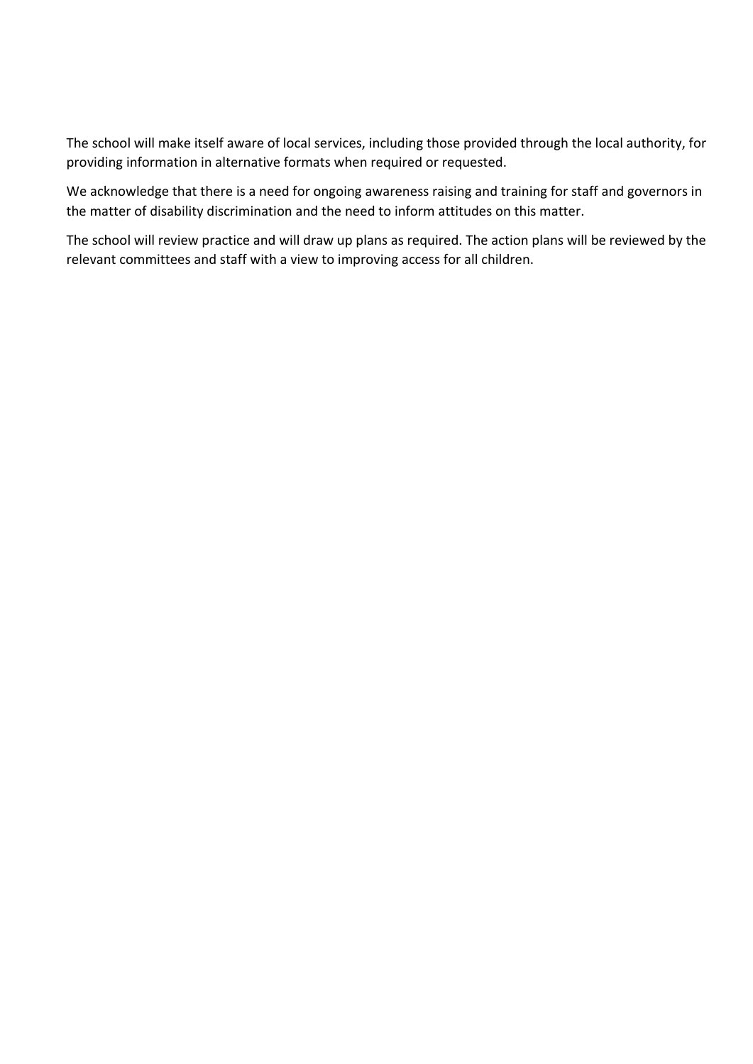The school will make itself aware of local services, including those provided through the local authority, for providing information in alternative formats when required or requested.

We acknowledge that there is a need for ongoing awareness raising and training for staff and governors in the matter of disability discrimination and the need to inform attitudes on this matter.

The school will review practice and will draw up plans as required. The action plans will be reviewed by the relevant committees and staff with a view to improving access for all children.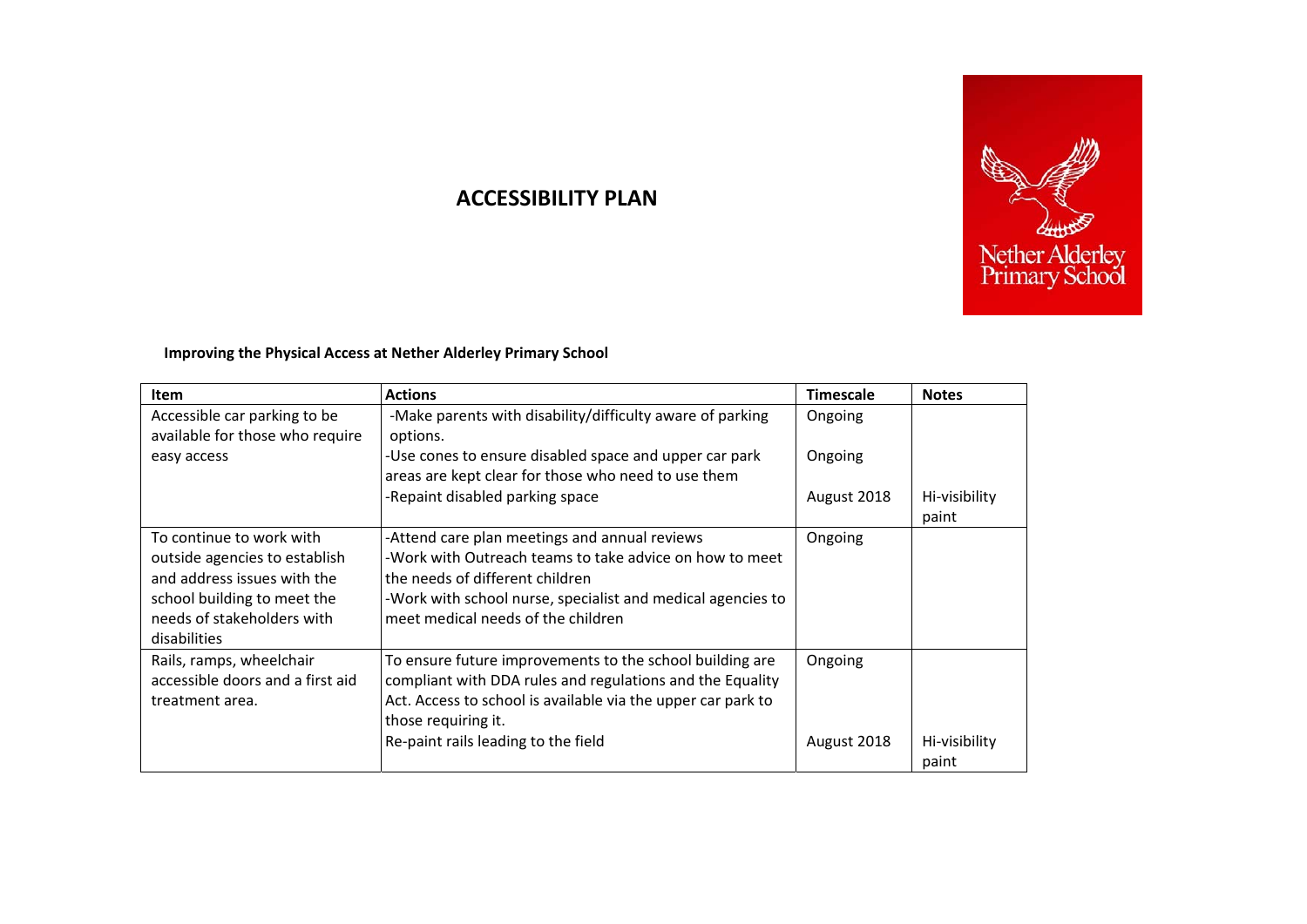# ACCESSIBILITY PLAN

**Improving the Physical Access at Nether Alderley Primary School**

| Item | Actions | Timescale | Notes |
|---|---|---|---|
| Accessible car parking to be available for those who require easy access | -Make parents with disability/difficulty aware of parking options.<br>-Use cones to ensure disabled space and upper car park areas are kept clear for those who need to use them<br>-Repaint disabled parking space | Ongoing<br><br>Ongoing<br><br>August 2018 | <br><br><br><br>Hi-visibility paint |
| To continue to work with outside agencies to establish and address issues with the school building to meet the needs of stakeholders with disabilities | -Attend care plan meetings and annual reviews<br>-Work with Outreach teams to take advice on how to meet the needs of different children<br>-Work with school nurse, specialist and medical agencies to meet medical needs of the children | Ongoing | |
| Rails, ramps, wheelchair accessible doors and a first aid treatment area. | To ensure future improvements to the school building are compliant with DDA rules and regulations and the Equality Act. Access to school is available via the upper car park to those requiring it.<br>Re-paint rails leading to the field | Ongoing<br><br><br><br>August 2018 | <br><br><br><br>Hi-visibility paint |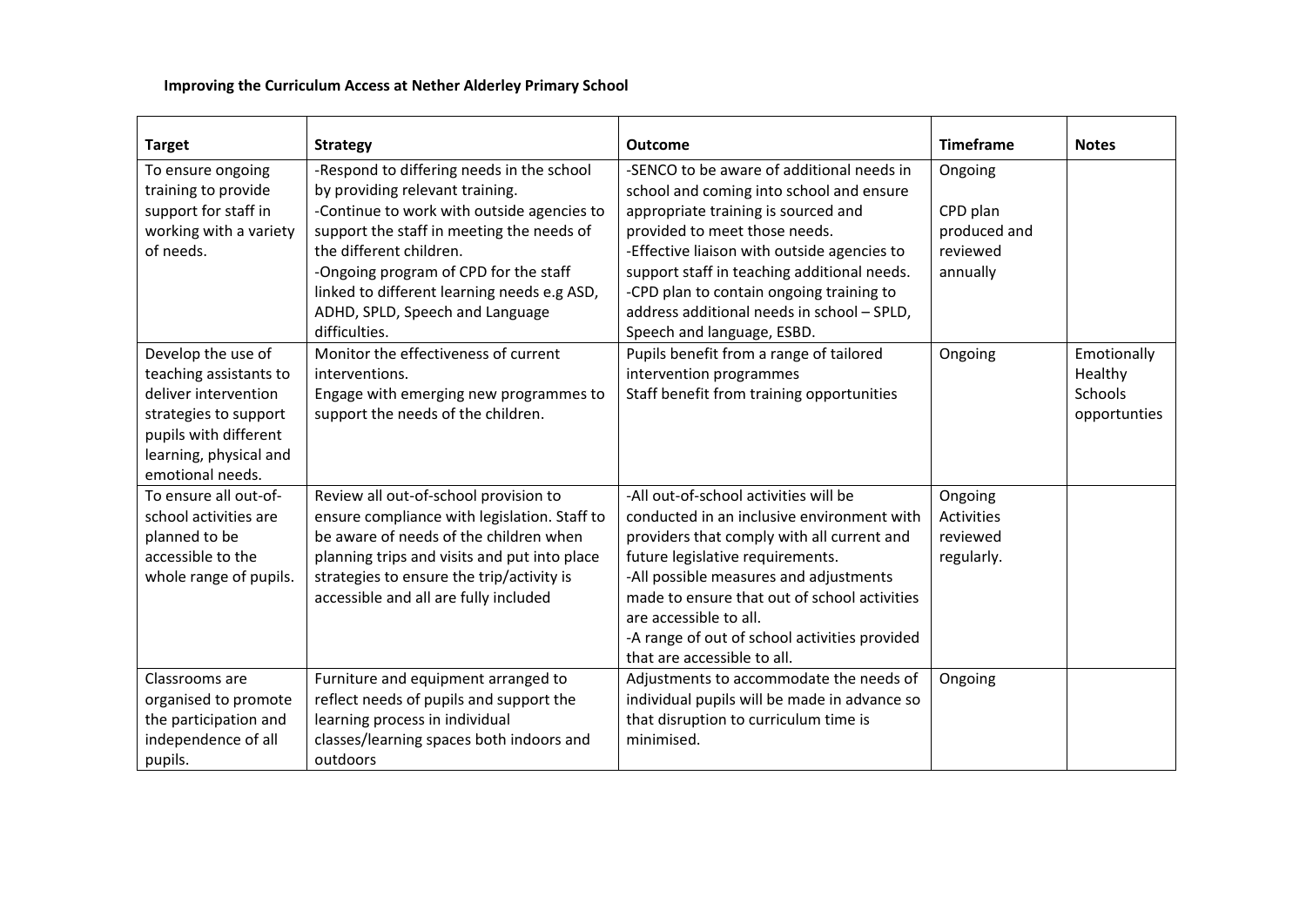**Improving the Curriculum Access at Nether Alderley Primary School**

| Target | Strategy | Outcome | Timeframe | Notes |
|---|---|---|---|---|
| To ensure ongoing training to provide support for staff in working with a variety of needs. | -Respond to differing needs in the school by providing relevant training.<br>-Continue to work with outside agencies to support the staff in meeting the needs of the different children.<br>-Ongoing program of CPD for the staff linked to different learning needs e.g ASD, ADHD, SPLD, Speech and Language difficulties. | -SENCO to be aware of additional needs in school and coming into school and ensure appropriate training is sourced and provided to meet those needs.<br>-Effective liaison with outside agencies to support staff in teaching additional needs.<br>-CPD plan to contain ongoing training to address additional needs in school – SPLD, Speech and language, ESBD. | Ongoing<br><br>CPD plan produced and reviewed annually | |
| Develop the use of teaching assistants to deliver intervention strategies to support pupils with different learning, physical and emotional needs. | Monitor the effectiveness of current interventions.<br>Engage with emerging new programmes to support the needs of the children. | Pupils benefit from a range of tailored intervention programmes<br>Staff benefit from training opportunities | Ongoing | Emotionally Healthy Schools opportunties |
| To ensure all out-of-school activities are planned to be accessible to the whole range of pupils. | Review all out-of-school provision to ensure compliance with legislation. Staff to be aware of needs of the children when planning trips and visits and put into place strategies to ensure the trip/activity is accessible and all are fully included | -All out-of-school activities will be conducted in an inclusive environment with providers that comply with all current and future legislative requirements.<br>-All possible measures and adjustments made to ensure that out of school activities are accessible to all.<br>-A range of out of school activities provided that are accessible to all. | Ongoing<br>Activities reviewed regularly. | |
| Classrooms are organised to promote the participation and independence of all pupils. | Furniture and equipment arranged to reflect needs of pupils and support the learning process in individual classes/learning spaces both indoors and outdoors | Adjustments to accommodate the needs of individual pupils will be made in advance so that disruption to curriculum time is minimised. | Ongoing | |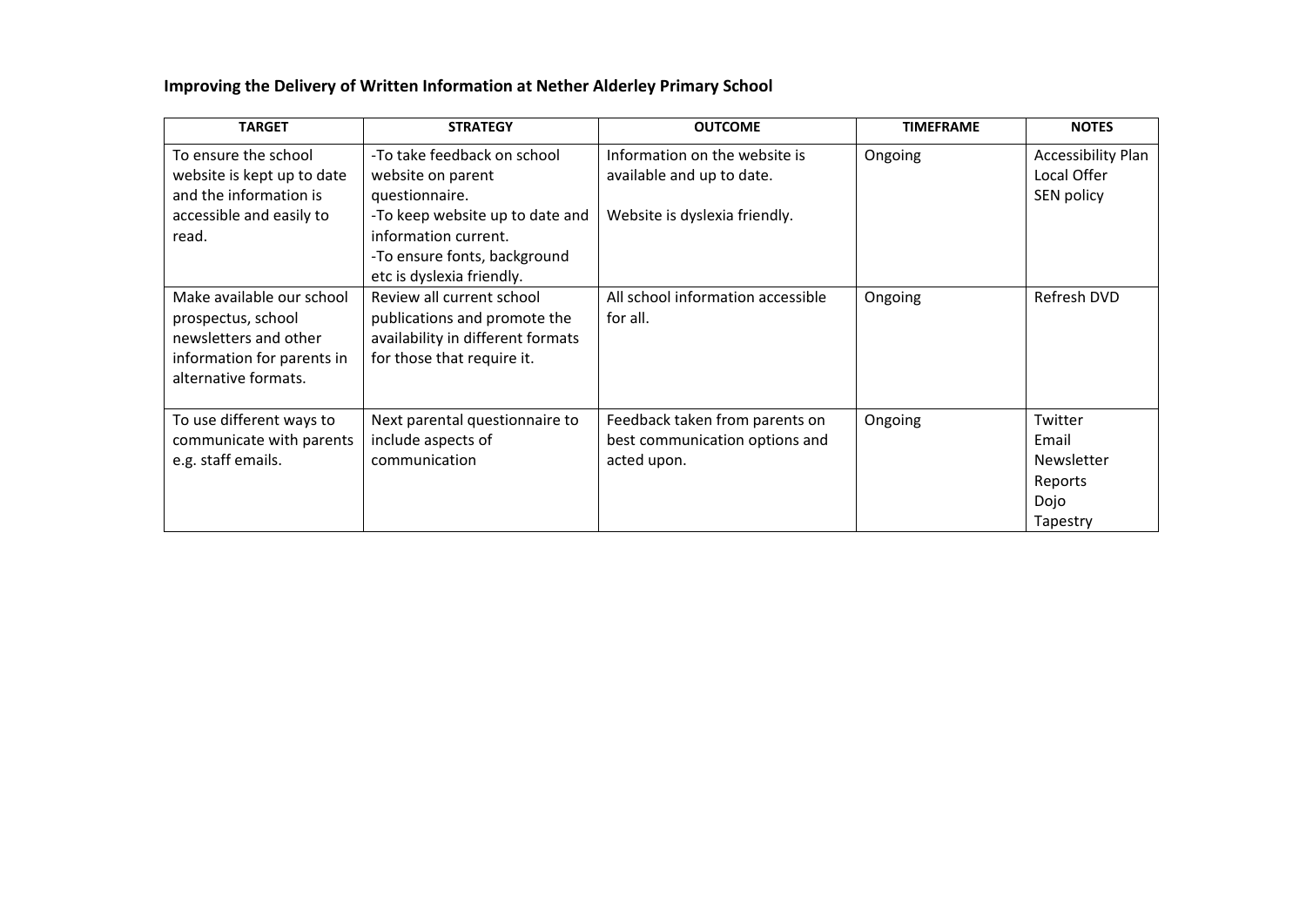**Improving the Delivery of Written Information at Nether Alderley Primary School**

| TARGET | STRATEGY | OUTCOME | TIMEFRAME | NOTES |
|---|---|---|---|---|
| To ensure the school website is kept up to date and the information is accessible and easily to read. | -To take feedback on school website on parent questionnaire.<br>-To keep website up to date and information current.<br>-To ensure fonts, background etc is dyslexia friendly. | Information on the website is available and up to date.<br><br>Website is dyslexia friendly. | Ongoing | Accessibility Plan<br>Local Offer<br>SEN policy |
| Make available our school prospectus, school newsletters and other information for parents in alternative formats. | Review all current school publications and promote the availability in different formats for those that require it. | All school information accessible for all. | Ongoing | Refresh DVD |
| To use different ways to communicate with parents e.g. staff emails. | Next parental questionnaire to include aspects of communication | Feedback taken from parents on best communication options and acted upon. | Ongoing | Twitter<br>Email<br>Newsletter<br>Reports<br>Dojo<br>Tapestry |